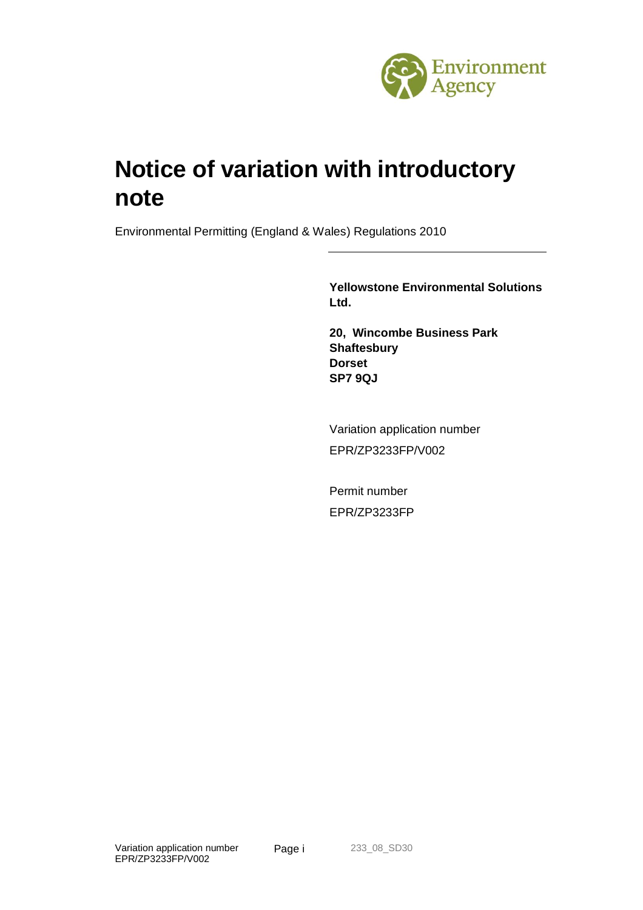Environment Agency

# Notice of variation with introductory note

Environmental Permitting (England & Wales) Regulations 2010

---

**Yellowstone Environmental Solutions Ltd.**

**20, Wincombe Business Park**
**Shaftesbury**
**Dorset**
**SP7 9QJ**

Variation application number

EPR/ZP3233FP/V002

Permit number

EPR/ZP3233FP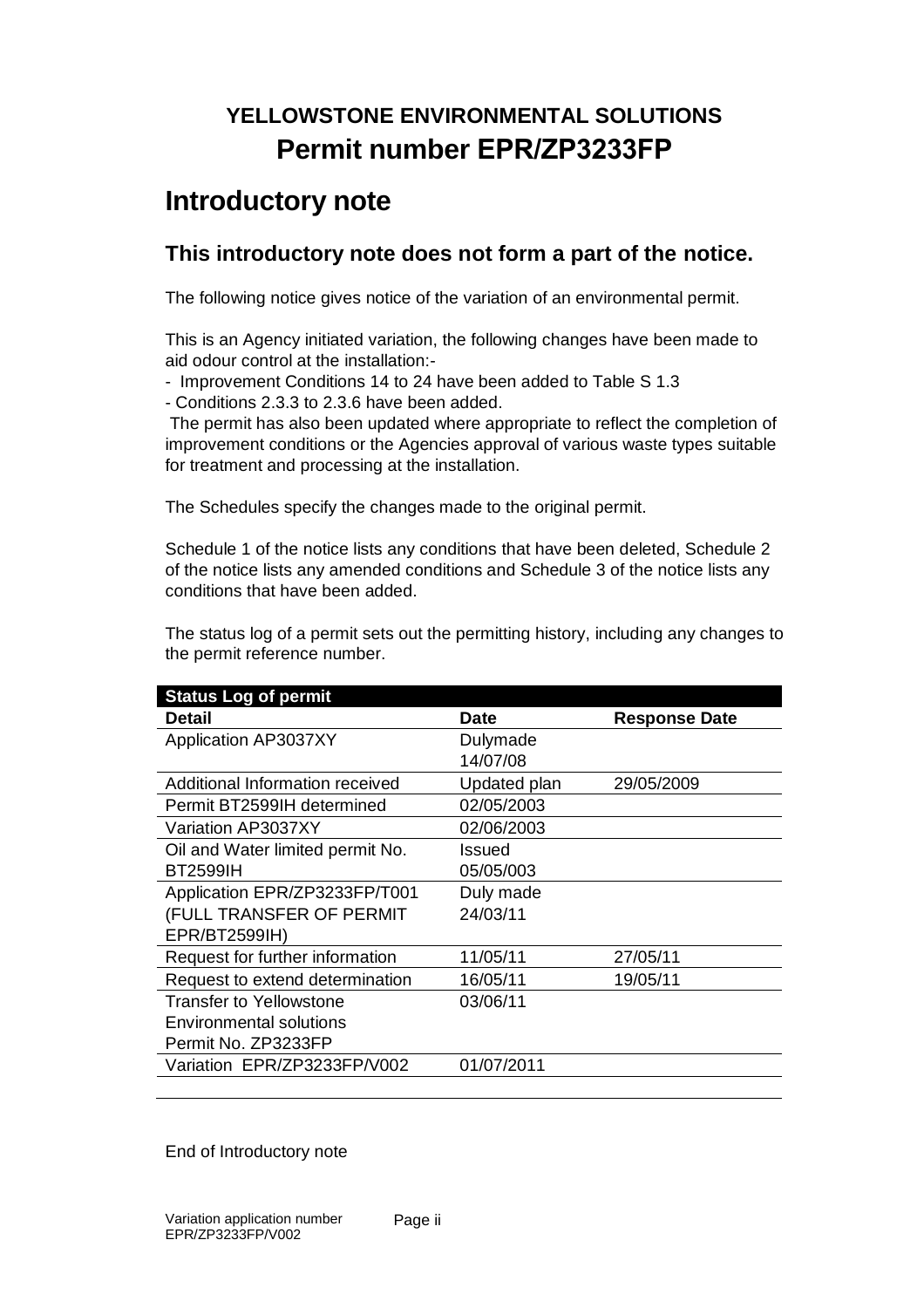# YELLOWSTONE ENVIRONMENTAL SOLUTIONS
# Permit number EPR/ZP3233FP

## Introductory note

### This introductory note does not form a part of the notice.

The following notice gives notice of the variation of an environmental permit.

This is an Agency initiated variation, the following changes have been made to aid odour control at the installation:-

- Improvement Conditions 14 to 24 have been added to Table S 1.3
- Conditions 2.3.3 to 2.3.6 have been added.

The permit has also been updated where appropriate to reflect the completion of improvement conditions or the Agencies approval of various waste types suitable for treatment and processing at the installation.

The Schedules specify the changes made to the original permit.

Schedule 1 of the notice lists any conditions that have been deleted, Schedule 2 of the notice lists any amended conditions and Schedule 3 of the notice lists any conditions that have been added.

The status log of a permit sets out the permitting history, including any changes to the permit reference number.

| Status Log of permit | | |
|---|---|---|
| **Detail** | **Date** | **Response Date** |
| Application AP3037XY | Dulymade 14/07/08 | |
| Additional Information received | Updated plan | 29/05/2009 |
| Permit BT2599IH determined | 02/05/2003 | |
| Variation AP3037XY | 02/06/2003 | |
| Oil and Water limited permit No. BT2599IH | Issued 05/05/003 | |
| Application EPR/ZP3233FP/T001 (FULL TRANSFER OF PERMIT EPR/BT2599IH) | Duly made 24/03/11 | |
| Request for further information | 11/05/11 | 27/05/11 |
| Request to extend determination | 16/05/11 | 19/05/11 |
| Transfer to Yellowstone Environmental solutions Permit No. ZP3233FP | 03/06/11 | |
| Variation EPR/ZP3233FP/V002 | 01/07/2011 | |

End of Introductory note

Variation application number EPR/ZP3233FP/V002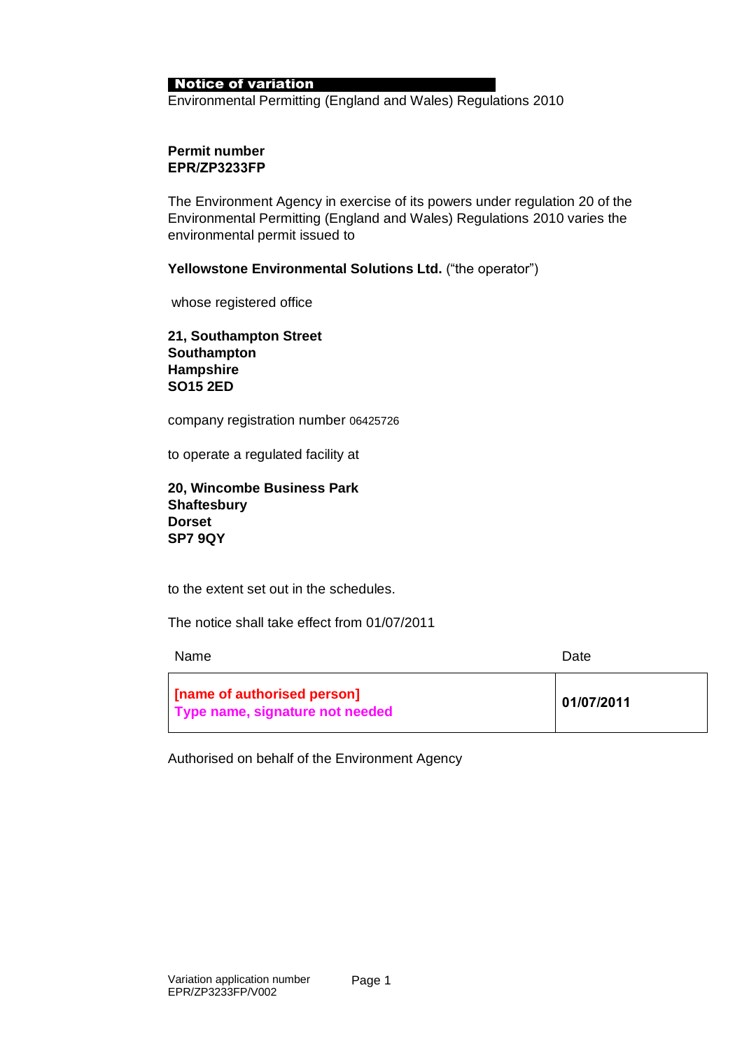## Notice of variation

Environmental Permitting (England and Wales) Regulations 2010

**Permit number**
**EPR/ZP3233FP**

The Environment Agency in exercise of its powers under regulation 20 of the Environmental Permitting (England and Wales) Regulations 2010 varies the environmental permit issued to

**Yellowstone Environmental Solutions Ltd.** ("the operator")

whose registered office

**21, Southampton Street**
**Southampton**
**Hampshire**
**SO15 2ED**

company registration number 06425726

to operate a regulated facility at

**20, Wincombe Business Park**
**Shaftesbury**
**Dorset**
**SP7 9QY**

to the extent set out in the schedules.

The notice shall take effect from 01/07/2011

| Name | Date |
|---|---|
| **[name of authorised person]** **Type name, signature not needed** | **01/07/2011** |

Authorised on behalf of the Environment Agency

Variation application number
EPR/ZP3233FP/V002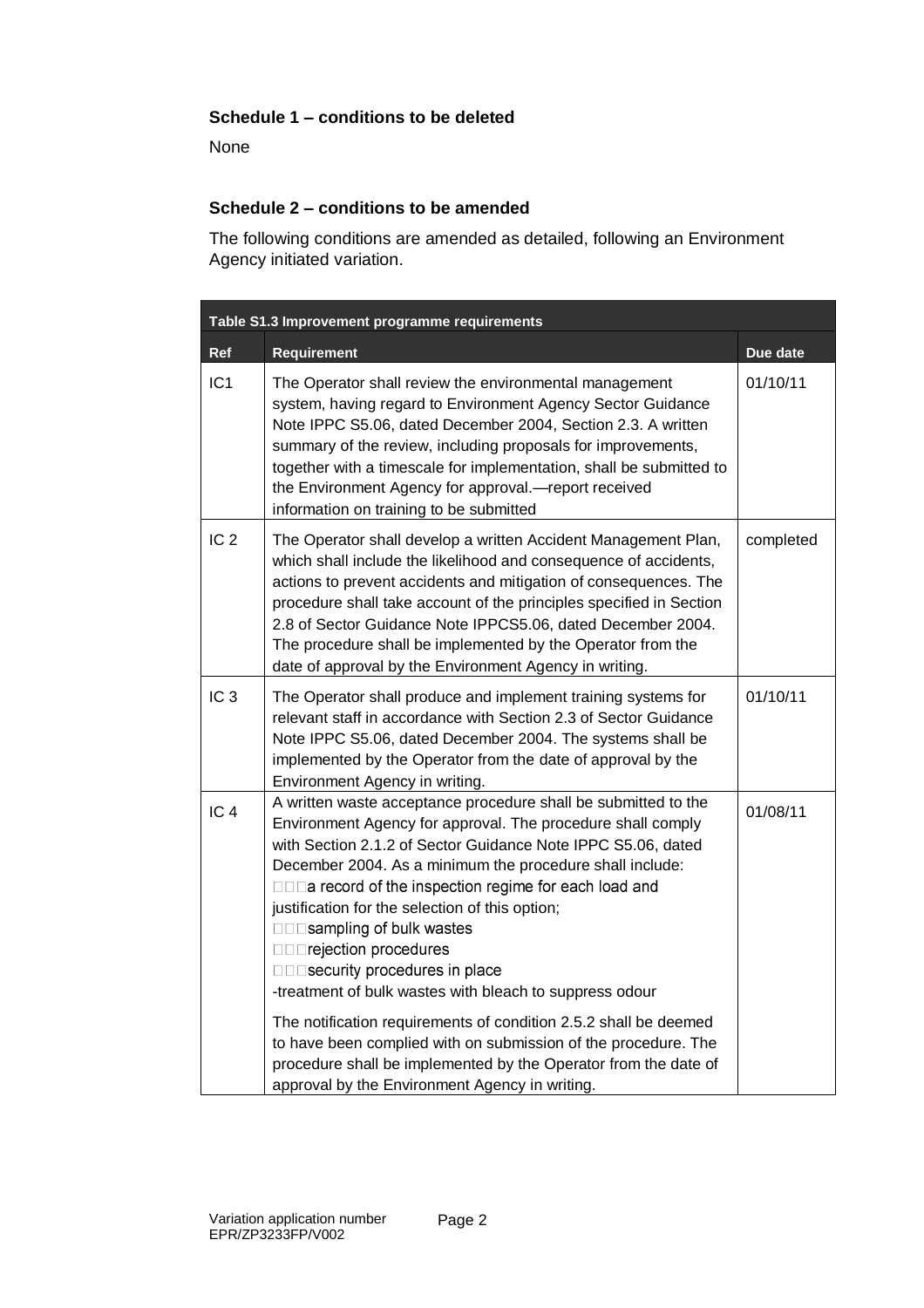**Schedule 1 – conditions to be deleted**

None

**Schedule 2 – conditions to be amended**

The following conditions are amended as detailed, following an Environment Agency initiated variation.

| Table S1.3 Improvement programme requirements | | |
|---|---|---|
| **Ref** | **Requirement** | **Due date** |
| IC1 | The Operator shall review the environmental management system, having regard to Environment Agency Sector Guidance Note IPPC S5.06, dated December 2004, Section 2.3. A written summary of the review, including proposals for improvements, together with a timescale for implementation, shall be submitted to the Environment Agency for approval.—report received information on training to be submitted | 01/10/11 |
| IC 2 | The Operator shall develop a written Accident Management Plan, which shall include the likelihood and consequence of accidents, actions to prevent accidents and mitigation of consequences. The procedure shall take account of the principles specified in Section 2.8 of Sector Guidance Note IPPCS5.06, dated December 2004. The procedure shall be implemented by the Operator from the date of approval by the Environment Agency in writing. | completed |
| IC 3 | The Operator shall produce and implement training systems for relevant staff in accordance with Section 2.3 of Sector Guidance Note IPPC S5.06, dated December 2004. The systems shall be implemented by the Operator from the date of approval by the Environment Agency in writing. | 01/10/11 |
| IC 4 | A written waste acceptance procedure shall be submitted to the Environment Agency for approval. The procedure shall comply with Section 2.1.2 of Sector Guidance Note IPPC S5.06, dated December 2004. As a minimum the procedure shall include:<br>- a record of the inspection regime for each load and justification for the selection of this option;<br>- sampling of bulk wastes<br>- rejection procedures<br>- security procedures in place<br>-treatment of bulk wastes with bleach to suppress odour<br><br>The notification requirements of condition 2.5.2 shall be deemed to have been complied with on submission of the procedure. The procedure shall be implemented by the Operator from the date of approval by the Environment Agency in writing. | 01/08/11 |

Variation application number EPR/ZP3233FP/V002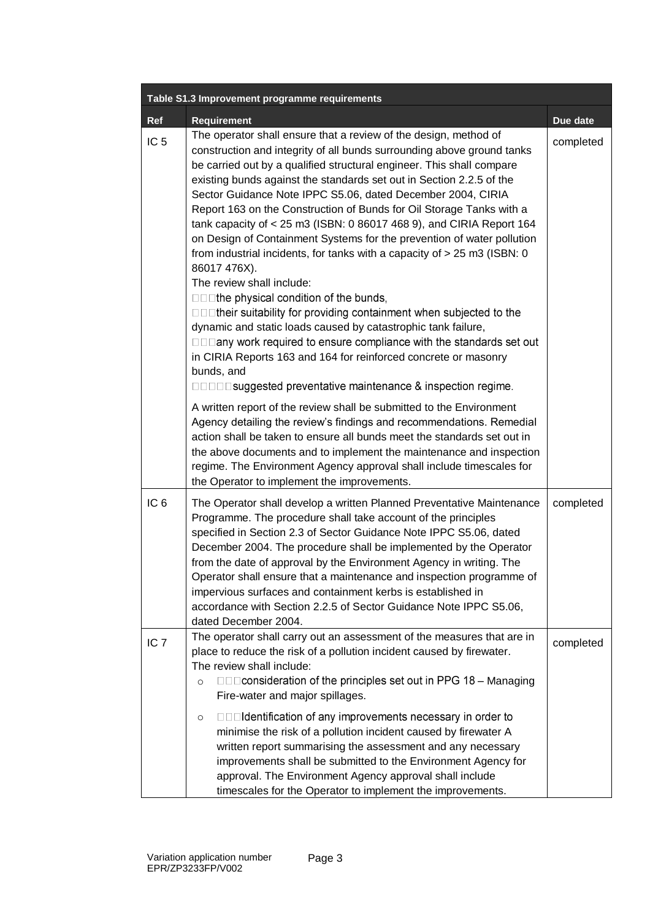| Table S1.3 Improvement programme requirements | | |
|---|---|---|
| **Ref** | **Requirement** | **Due date** |
| IC 5 | The operator shall ensure that a review of the design, method of construction and integrity of all bunds surrounding above ground tanks be carried out by a qualified structural engineer. This shall compare existing bunds against the standards set out in Section 2.2.5 of the Sector Guidance Note IPPC S5.06, dated December 2004, CIRIA Report 163 on the Construction of Bunds for Oil Storage Tanks with a tank capacity of < 25 m3 (ISBN: 0 86017 468 9), and CIRIA Report 164 on Design of Containment Systems for the prevention of water pollution from industrial incidents, for tanks with a capacity of > 25 m3 (ISBN: 0 86017 476X).<br>The review shall include:<br>the physical condition of the bunds,<br>their suitability for providing containment when subjected to the dynamic and static loads caused by catastrophic tank failure,<br>any work required to ensure compliance with the standards set out in CIRIA Reports 163 and 164 for reinforced concrete or masonry bunds, and<br>suggested preventative maintenance & inspection regime.<br><br>A written report of the review shall be submitted to the Environment Agency detailing the review's findings and recommendations. Remedial action shall be taken to ensure all bunds meet the standards set out in the above documents and to implement the maintenance and inspection regime. The Environment Agency approval shall include timescales for the Operator to implement the improvements. | completed |
| IC 6 | The Operator shall develop a written Planned Preventative Maintenance Programme. The procedure shall take account of the principles specified in Section 2.3 of Sector Guidance Note IPPC S5.06, dated December 2004. The procedure shall be implemented by the Operator from the date of approval by the Environment Agency in writing. The Operator shall ensure that a maintenance and inspection programme of impervious surfaces and containment kerbs is established in accordance with Section 2.2.5 of Sector Guidance Note IPPC S5.06, dated December 2004. | completed |
| IC 7 | The operator shall carry out an assessment of the measures that are in place to reduce the risk of a pollution incident caused by firewater.<br>The review shall include:<br>o consideration of the principles set out in PPG 18 – Managing Fire-water and major spillages.<br>o Identification of any improvements necessary in order to minimise the risk of a pollution incident caused by firewater A written report summarising the assessment and any necessary improvements shall be submitted to the Environment Agency for approval. The Environment Agency approval shall include timescales for the Operator to implement the improvements. | completed |

Variation application number EPR/ZP3233FP/V002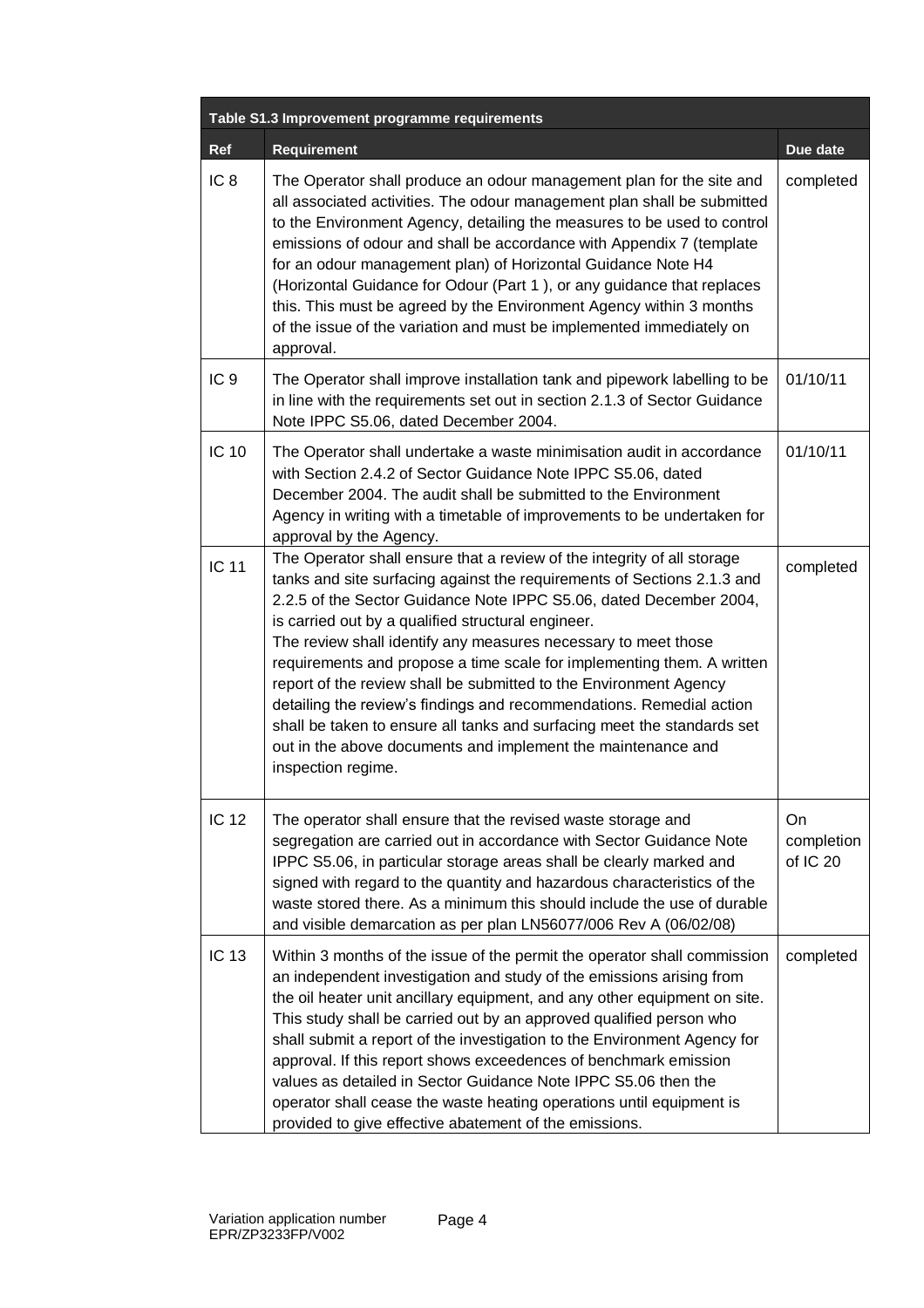| Table S1.3 Improvement programme requirements | | |
|---|---|---|
| **Ref** | **Requirement** | **Due date** |
| IC 8 | The Operator shall produce an odour management plan for the site and all associated activities. The odour management plan shall be submitted to the Environment Agency, detailing the measures to be used to control emissions of odour and shall be accordance with Appendix 7 (template for an odour management plan) of Horizontal Guidance Note H4 (Horizontal Guidance for Odour (Part 1 ), or any guidance that replaces this. This must be agreed by the Environment Agency within 3 months of the issue of the variation and must be implemented immediately on approval. | completed |
| IC 9 | The Operator shall improve installation tank and pipework labelling to be in line with the requirements set out in section 2.1.3 of Sector Guidance Note IPPC S5.06, dated December 2004. | 01/10/11 |
| IC 10 | The Operator shall undertake a waste minimisation audit in accordance with Section 2.4.2 of Sector Guidance Note IPPC S5.06, dated December 2004. The audit shall be submitted to the Environment Agency in writing with a timetable of improvements to be undertaken for approval by the Agency. | 01/10/11 |
| IC 11 | The Operator shall ensure that a review of the integrity of all storage tanks and site surfacing against the requirements of Sections 2.1.3 and 2.2.5 of the Sector Guidance Note IPPC S5.06, dated December 2004, is carried out by a qualified structural engineer.<br>The review shall identify any measures necessary to meet those requirements and propose a time scale for implementing them. A written report of the review shall be submitted to the Environment Agency detailing the review's findings and recommendations. Remedial action shall be taken to ensure all tanks and surfacing meet the standards set out in the above documents and implement the maintenance and inspection regime. | completed |
| IC 12 | The operator shall ensure that the revised waste storage and segregation are carried out in accordance with Sector Guidance Note IPPC S5.06, in particular storage areas shall be clearly marked and signed with regard to the quantity and hazardous characteristics of the waste stored there. As a minimum this should include the use of durable and visible demarcation as per plan LN56077/006 Rev A (06/02/08) | On completion of IC 20 |
| IC 13 | Within 3 months of the issue of the permit the operator shall commission an independent investigation and study of the emissions arising from the oil heater unit ancillary equipment, and any other equipment on site. This study shall be carried out by an approved qualified person who shall submit a report of the investigation to the Environment Agency for approval. If this report shows exceedences of benchmark emission values as detailed in Sector Guidance Note IPPC S5.06 then the operator shall cease the waste heating operations until equipment is provided to give effective abatement of the emissions. | completed |

Variation application number EPR/ZP3233FP/V002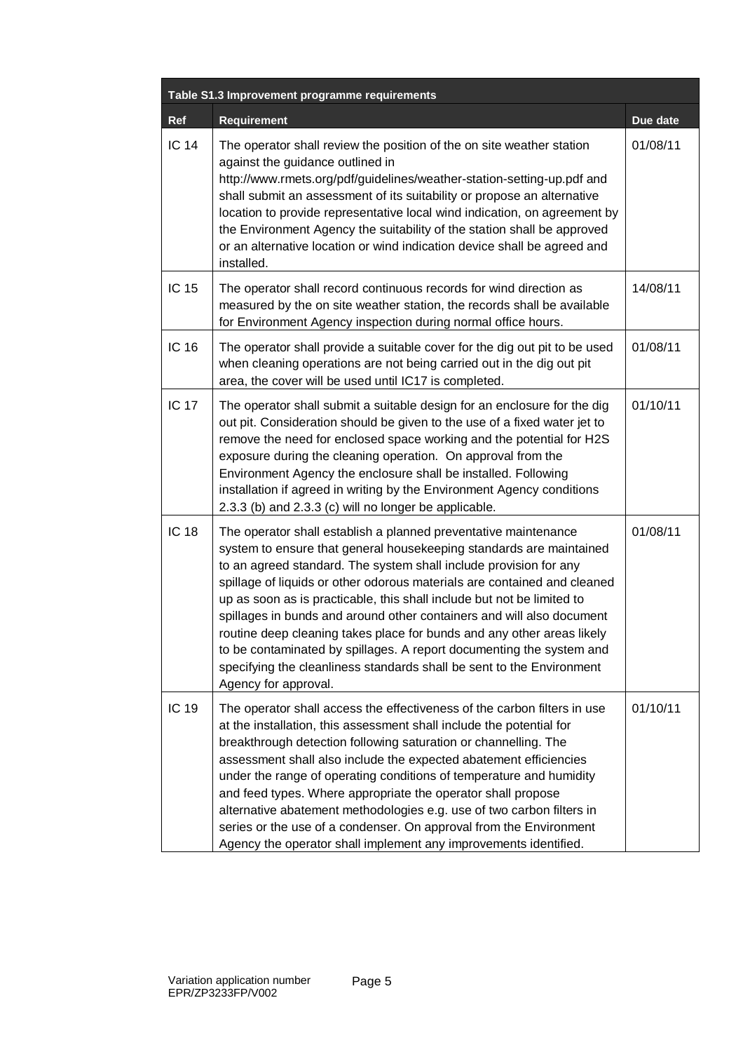| Table S1.3 Improvement programme requirements | | |
|---|---|---|
| **Ref** | **Requirement** | **Due date** |
| IC 14 | The operator shall review the position of the on site weather station against the guidance outlined in http://www.rmets.org/pdf/guidelines/weather-station-setting-up.pdf and shall submit an assessment of its suitability or propose an alternative location to provide representative local wind indication, on agreement by the Environment Agency the suitability of the station shall be approved or an alternative location or wind indication device shall be agreed and installed. | 01/08/11 |
| IC 15 | The operator shall record continuous records for wind direction as measured by the on site weather station, the records shall be available for Environment Agency inspection during normal office hours. | 14/08/11 |
| IC 16 | The operator shall provide a suitable cover for the dig out pit to be used when cleaning operations are not being carried out in the dig out pit area, the cover will be used until IC17 is completed. | 01/08/11 |
| IC 17 | The operator shall submit a suitable design for an enclosure for the dig out pit. Consideration should be given to the use of a fixed water jet to remove the need for enclosed space working and the potential for H2S exposure during the cleaning operation. On approval from the Environment Agency the enclosure shall be installed. Following installation if agreed in writing by the Environment Agency conditions 2.3.3 (b) and 2.3.3 (c) will no longer be applicable. | 01/10/11 |
| IC 18 | The operator shall establish a planned preventative maintenance system to ensure that general housekeeping standards are maintained to an agreed standard. The system shall include provision for any spillage of liquids or other odorous materials are contained and cleaned up as soon as is practicable, this shall include but not be limited to spillages in bunds and around other containers and will also document routine deep cleaning takes place for bunds and any other areas likely to be contaminated by spillages. A report documenting the system and specifying the cleanliness standards shall be sent to the Environment Agency for approval. | 01/08/11 |
| IC 19 | The operator shall access the effectiveness of the carbon filters in use at the installation, this assessment shall include the potential for breakthrough detection following saturation or channelling. The assessment shall also include the expected abatement efficiencies under the range of operating conditions of temperature and humidity and feed types. Where appropriate the operator shall propose alternative abatement methodologies e.g. use of two carbon filters in series or the use of a condenser. On approval from the Environment Agency the operator shall implement any improvements identified. | 01/10/11 |

Variation application number EPR/ZP3233FP/V002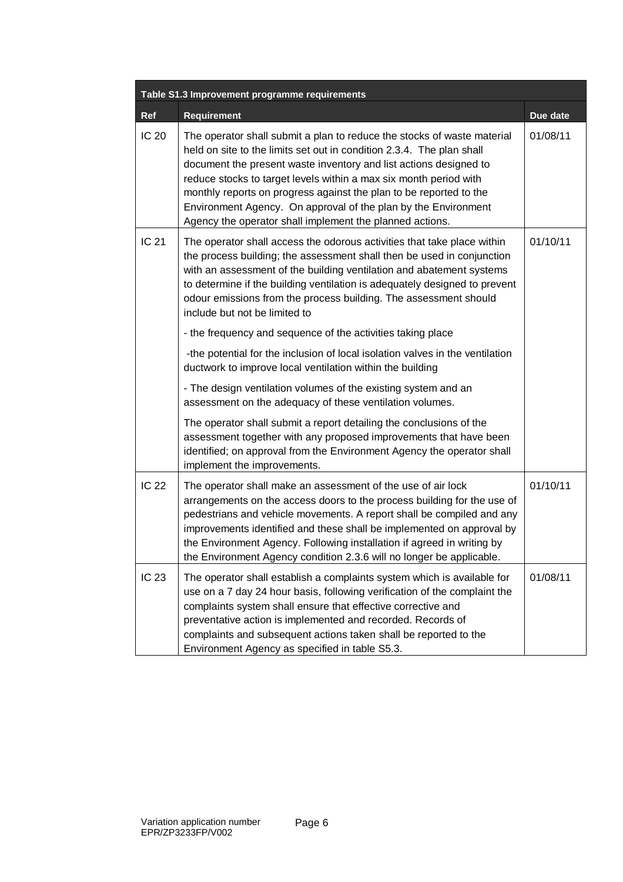| Table S1.3 Improvement programme requirements | | |
|---|---|---|
| **Ref** | **Requirement** | **Due date** |
| IC 20 | The operator shall submit a plan to reduce the stocks of waste material held on site to the limits set out in condition 2.3.4. The plan shall document the present waste inventory and list actions designed to reduce stocks to target levels within a max six month period with monthly reports on progress against the plan to be reported to the Environment Agency. On approval of the plan by the Environment Agency the operator shall implement the planned actions. | 01/08/11 |
| IC 21 | The operator shall access the odorous activities that take place within the process building; the assessment shall then be used in conjunction with an assessment of the building ventilation and abatement systems to determine if the building ventilation is adequately designed to prevent odour emissions from the process building. The assessment should include but not be limited to<br><br>- the frequency and sequence of the activities taking place<br><br>-the potential for the inclusion of local isolation valves in the ventilation ductwork to improve local ventilation within the building<br><br>- The design ventilation volumes of the existing system and an assessment on the adequacy of these ventilation volumes.<br><br>The operator shall submit a report detailing the conclusions of the assessment together with any proposed improvements that have been identified; on approval from the Environment Agency the operator shall implement the improvements. | 01/10/11 |
| IC 22 | The operator shall make an assessment of the use of air lock arrangements on the access doors to the process building for the use of pedestrians and vehicle movements. A report shall be compiled and any improvements identified and these shall be implemented on approval by the Environment Agency. Following installation if agreed in writing by the Environment Agency condition 2.3.6 will no longer be applicable. | 01/10/11 |
| IC 23 | The operator shall establish a complaints system which is available for use on a 7 day 24 hour basis, following verification of the complaint the complaints system shall ensure that effective corrective and preventative action is implemented and recorded. Records of complaints and subsequent actions taken shall be reported to the Environment Agency as specified in table S5.3. | 01/08/11 |

Variation application number EPR/ZP3233FP/V002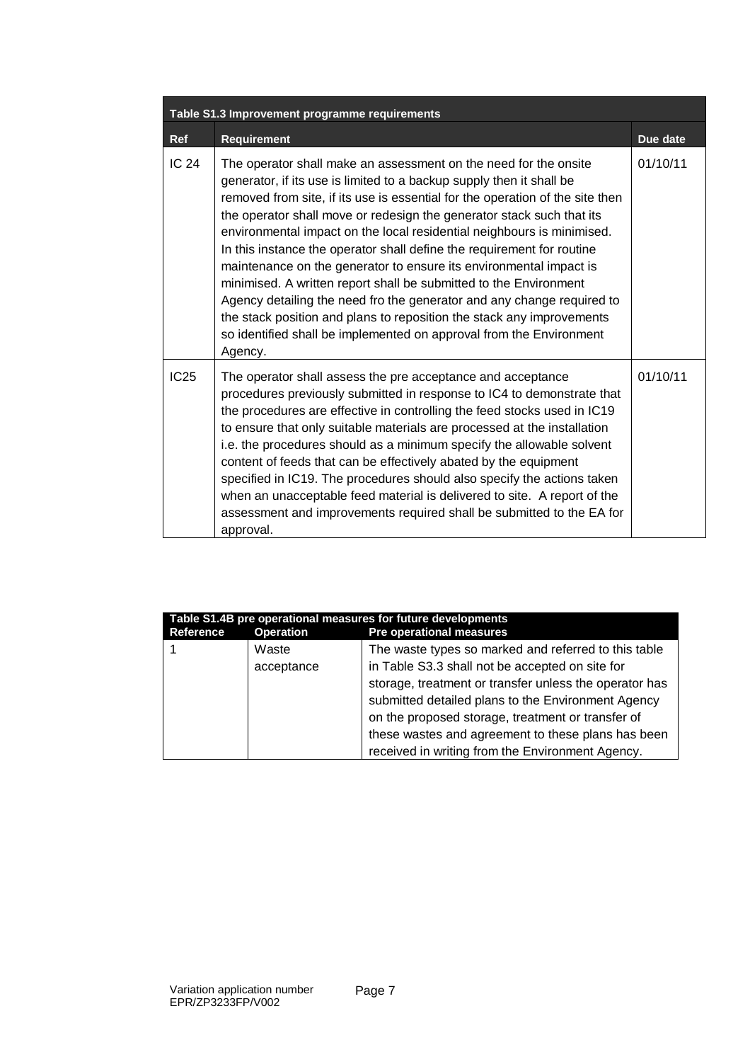| Table S1.3 Improvement programme requirements | | |
|---|---|---|
| **Ref** | **Requirement** | **Due date** |
| IC 24 | The operator shall make an assessment on the need for the onsite generator, if its use is limited to a backup supply then it shall be removed from site, if its use is essential for the operation of the site then the operator shall move or redesign the generator stack such that its environmental impact on the local residential neighbours is minimised. In this instance the operator shall define the requirement for routine maintenance on the generator to ensure its environmental impact is minimised. A written report shall be submitted to the Environment Agency detailing the need fro the generator and any change required to the stack position and plans to reposition the stack any improvements so identified shall be implemented on approval from the Environment Agency. | 01/10/11 |
| IC25 | The operator shall assess the pre acceptance and acceptance procedures previously submitted in response to IC4 to demonstrate that the procedures are effective in controlling the feed stocks used in IC19 to ensure that only suitable materials are processed at the installation i.e. the procedures should as a minimum specify the allowable solvent content of feeds that can be effectively abated by the equipment specified in IC19. The procedures should also specify the actions taken when an unacceptable feed material is delivered to site. A report of the assessment and improvements required shall be submitted to the EA for approval. | 01/10/11 |

| Table S1.4B pre operational measures for future developments | | |
|---|---|---|
| **Reference** | **Operation** | **Pre operational measures** |
| 1 | Waste acceptance | The waste types so marked and referred to this table in Table S3.3 shall not be accepted on site for storage, treatment or transfer unless the operator has submitted detailed plans to the Environment Agency on the proposed storage, treatment or transfer of these wastes and agreement to these plans has been received in writing from the Environment Agency. |

Variation application number EPR/ZP3233FP/V002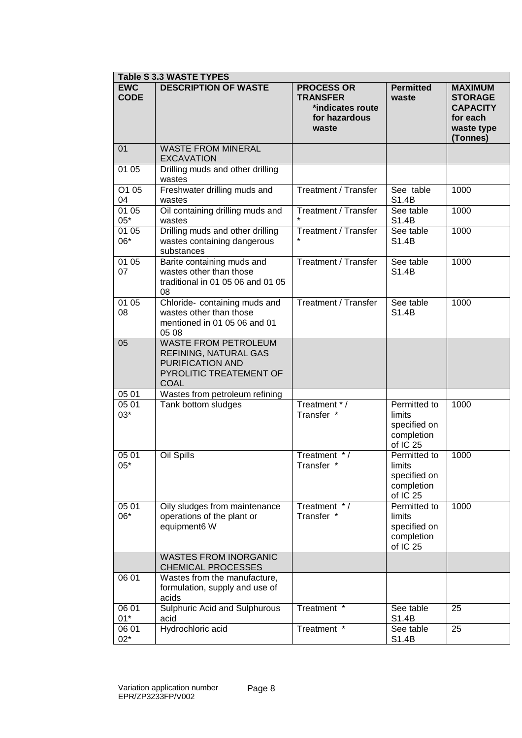| Table S 3.3 WASTE TYPES | | | | |
|---|---|---|---|---|
| **EWC CODE** | **DESCRIPTION OF WASTE** | **PROCESS OR TRANSFER** **\*indicates route for hazardous waste** | **Permitted waste** | **MAXIMUM STORAGE CAPACITY for each waste type (Tonnes)** |
| 01 | WASTE FROM MINERAL EXCAVATION | | | |
| 01 05 | Drilling muds and other drilling wastes | | | |
| O1 05 04 | Freshwater drilling muds and wastes | Treatment / Transfer | See table S1.4B | 1000 |
| 01 05 05* | Oil containing drilling muds and wastes | Treatment / Transfer * | See table S1.4B | 1000 |
| 01 05 06* | Drilling muds and other drilling wastes containing dangerous substances | Treatment / Transfer * | See table S1.4B | 1000 |
| 01 05 07 | Barite containing muds and wastes other than those traditional in 01 05 06 and 01 05 08 | Treatment / Transfer | See table S1.4B | 1000 |
| 01 05 08 | Chloride- containing muds and wastes other than those mentioned in 01 05 06 and 01 05 08 | Treatment / Transfer | See table S1.4B | 1000 |
| 05 | WASTE FROM PETROLEUM REFINING, NATURAL GAS PURIFICATION AND PYROLITIC TREATEMENT OF COAL | | | |
| 05 01 | Wastes from petroleum refining | | | |
| 05 01 03* | Tank bottom sludges | Treatment * / Transfer * | Permitted to limits specified on completion of IC 25 | 1000 |
| 05 01 05* | Oil Spills | Treatment * / Transfer * | Permitted to limits specified on completion of IC 25 | 1000 |
| 05 01 06* | Oily sludges from maintenance operations of the plant or equipment6 W | Treatment * / Transfer * | Permitted to limits specified on completion of IC 25 | 1000 |
| | WASTES FROM INORGANIC CHEMICAL PROCESSES | | | |
| 06 01 | Wastes from the manufacture, formulation, supply and use of acids | | | |
| 06 01 01* | Sulphuric Acid and Sulphurous acid | Treatment * | See table S1.4B | 25 |
| 06 01 02* | Hydrochloric acid | Treatment * | See table S1.4B | 25 |

Variation application number EPR/ZP3233FP/V002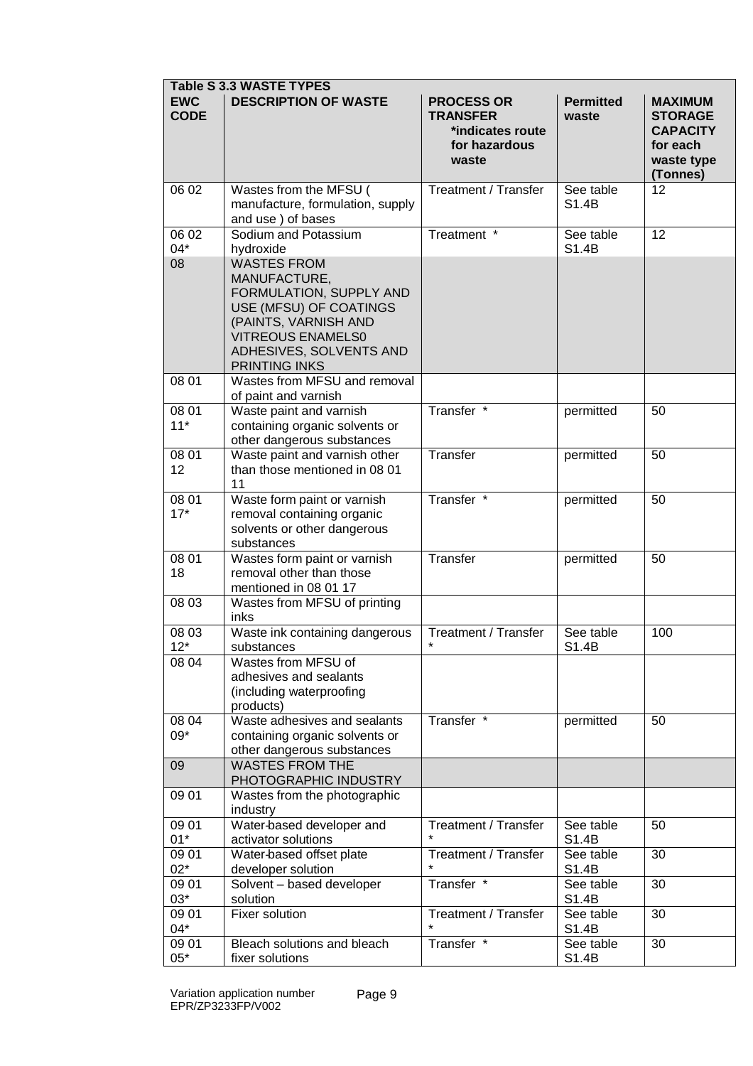| Table S 3.3 WASTE TYPES | | | | |
|---|---|---|---|---|
| **EWC CODE** | **DESCRIPTION OF WASTE** | **PROCESS OR TRANSFER *indicates route for hazardous waste** | **Permitted waste** | **MAXIMUM STORAGE CAPACITY for each waste type (Tonnes)** |
| 06 02 | Wastes from the MFSU ( manufacture, formulation, supply and use ) of bases | Treatment / Transfer | See table S1.4B | 12 |
| 06 02 04* | Sodium and Potassium hydroxide | Treatment * | See table S1.4B | 12 |
| 08 | WASTES FROM MANUFACTURE, FORMULATION, SUPPLY AND USE (MFSU) OF COATINGS (PAINTS, VARNISH AND VITREOUS ENAMELS0 ADHESIVES, SOLVENTS AND PRINTING INKS | | | |
| 08 01 | Wastes from MFSU and removal of paint and varnish | | | |
| 08 01 11* | Waste paint and varnish containing organic solvents or other dangerous substances | Transfer * | permitted | 50 |
| 08 01 12 | Waste paint and varnish other than those mentioned in 08 01 11 | Transfer | permitted | 50 |
| 08 01 17* | Waste form paint or varnish removal containing organic solvents or other dangerous substances | Transfer * | permitted | 50 |
| 08 01 18 | Wastes form paint or varnish removal other than those mentioned in 08 01 17 | Transfer | permitted | 50 |
| 08 03 | Wastes from MFSU of printing inks | | | |
| 08 03 12* | Waste ink containing dangerous substances | Treatment / Transfer * | See table S1.4B | 100 |
| 08 04 | Wastes from MFSU of adhesives and sealants (including waterproofing products) | | | |
| 08 04 09* | Waste adhesives and sealants containing organic solvents or other dangerous substances | Transfer * | permitted | 50 |
| 09 | WASTES FROM THE PHOTOGRAPHIC INDUSTRY | | | |
| 09 01 | Wastes from the photographic industry | | | |
| 09 01 01* | Water-based developer and activator solutions | Treatment / Transfer * | See table S1.4B | 50 |
| 09 01 02* | Water-based offset plate developer solution | Treatment / Transfer * | See table S1.4B | 30 |
| 09 01 03* | Solvent – based developer solution | Transfer * | See table S1.4B | 30 |
| 09 01 04* | Fixer solution | Treatment / Transfer * | See table S1.4B | 30 |
| 09 01 05* | Bleach solutions and bleach fixer solutions | Transfer * | See table S1.4B | 30 |

Variation application number EPR/ZP3233FP/V002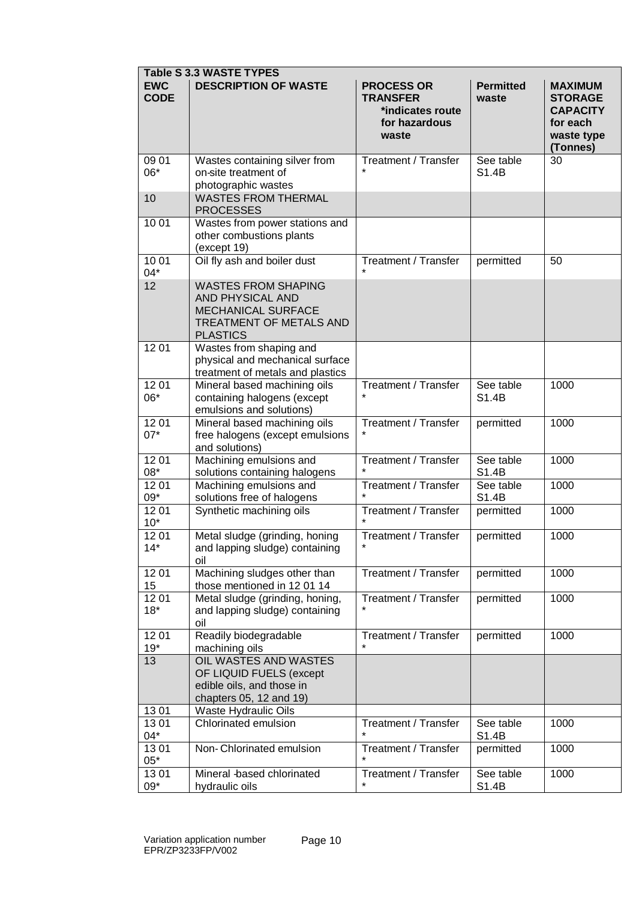| Table S 3.3 WASTE TYPES | | | | |
|---|---|---|---|---|
| **EWC CODE** | **DESCRIPTION OF WASTE** | **PROCESS OR TRANSFER** **\*indicates route for hazardous waste** | **Permitted waste** | **MAXIMUM STORAGE CAPACITY for each waste type (Tonnes)** |
| 09 01 06* | Wastes containing silver from on-site treatment of photographic wastes | Treatment / Transfer * | See table S1.4B | 30 |
| 10 | WASTES FROM THERMAL PROCESSES | | | |
| 10 01 | Wastes from power stations and other combustions plants (except 19) | | | |
| 10 01 04* | Oil fly ash and boiler dust | Treatment / Transfer * | permitted | 50 |
| 12 | WASTES FROM SHAPING AND PHYSICAL AND MECHANICAL SURFACE TREATMENT OF METALS AND PLASTICS | | | |
| 12 01 | Wastes from shaping and physical and mechanical surface treatment of metals and plastics | | | |
| 12 01 06* | Mineral based machining oils containing halogens (except emulsions and solutions) | Treatment / Transfer * | See table S1.4B | 1000 |
| 12 01 07* | Mineral based machining oils free halogens (except emulsions and solutions) | Treatment / Transfer * | permitted | 1000 |
| 12 01 08* | Machining emulsions and solutions containing halogens | Treatment / Transfer * | See table S1.4B | 1000 |
| 12 01 09* | Machining emulsions and solutions free of halogens | Treatment / Transfer * | See table S1.4B | 1000 |
| 12 01 10* | Synthetic machining oils | Treatment / Transfer * | permitted | 1000 |
| 12 01 14* | Metal sludge (grinding, honing and lapping sludge) containing oil | Treatment / Transfer * | permitted | 1000 |
| 12 01 15 | Machining sludges other than those mentioned in 12 01 14 | Treatment / Transfer | permitted | 1000 |
| 12 01 18* | Metal sludge (grinding, honing, and lapping sludge) containing oil | Treatment / Transfer * | permitted | 1000 |
| 12 01 19* | Readily biodegradable machining oils | Treatment / Transfer * | permitted | 1000 |
| 13 | OIL WASTES AND WASTES OF LIQUID FUELS (except edible oils, and those in chapters 05, 12 and 19) | | | |
| 13 01 | Waste Hydraulic Oils | | | |
| 13 01 04* | Chlorinated emulsion | Treatment / Transfer * | See table S1.4B | 1000 |
| 13 01 05* | Non- Chlorinated emulsion | Treatment / Transfer * | permitted | 1000 |
| 13 01 09* | Mineral -based chlorinated hydraulic oils | Treatment / Transfer * | See table S1.4B | 1000 |

Variation application number EPR/ZP3233FP/V002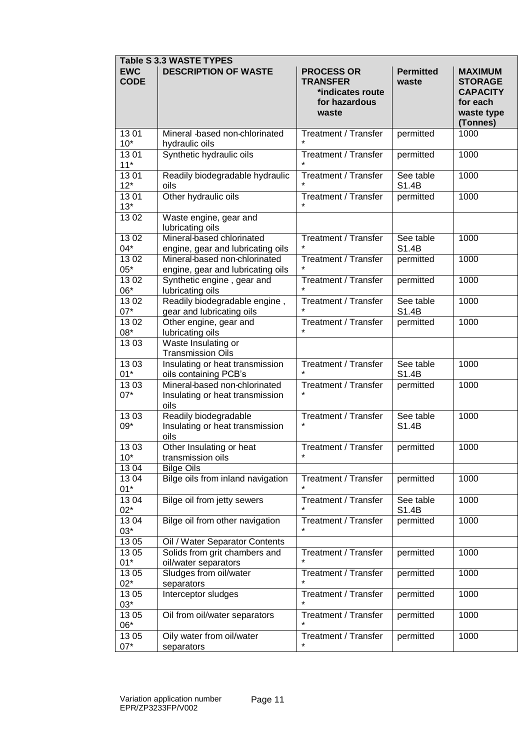| Table S 3.3 WASTE TYPES | | | | |
|---|---|---|---|---|
| **EWC CODE** | **DESCRIPTION OF WASTE** | **PROCESS OR TRANSFER *indicates route for hazardous waste** | **Permitted waste** | **MAXIMUM STORAGE CAPACITY for each waste type (Tonnes)** |
| 13 01 10* | Mineral -based non-chlorinated hydraulic oils | Treatment / Transfer * | permitted | 1000 |
| 13 01 11* | Synthetic hydraulic oils | Treatment / Transfer * | permitted | 1000 |
| 13 01 12* | Readily biodegradable hydraulic oils | Treatment / Transfer * | See table S1.4B | 1000 |
| 13 01 13* | Other hydraulic oils | Treatment / Transfer * | permitted | 1000 |
| 13 02 | Waste engine, gear and lubricating oils | | | |
| 13 02 04* | Mineral-based chlorinated engine, gear and lubricating oils | Treatment / Transfer * | See table S1.4B | 1000 |
| 13 02 05* | Mineral-based non-chlorinated engine, gear and lubricating oils | Treatment / Transfer * | permitted | 1000 |
| 13 02 06* | Synthetic engine , gear and lubricating oils | Treatment / Transfer * | permitted | 1000 |
| 13 02 07* | Readily biodegradable engine , gear and lubricating oils | Treatment / Transfer * | See table S1.4B | 1000 |
| 13 02 08* | Other engine, gear and lubricating oils | Treatment / Transfer * | permitted | 1000 |
| 13 03 | Waste Insulating or Transmission Oils | | | |
| 13 03 01* | Insulating or heat transmission oils containing PCB's | Treatment / Transfer * | See table S1.4B | 1000 |
| 13 03 07* | Mineral-based non-chlorinated Insulating or heat transmission oils | Treatment / Transfer * | permitted | 1000 |
| 13 03 09* | Readily biodegradable Insulating or heat transmission oils | Treatment / Transfer * | See table S1.4B | 1000 |
| 13 03 10* | Other Insulating or heat transmission oils | Treatment / Transfer * | permitted | 1000 |
| 13 04 | Bilge Oils | | | |
| 13 04 01* | Bilge oils from inland navigation | Treatment / Transfer * | permitted | 1000 |
| 13 04 02* | Bilge oil from jetty sewers | Treatment / Transfer * | See table S1.4B | 1000 |
| 13 04 03* | Bilge oil from other navigation | Treatment / Transfer * | permitted | 1000 |
| 13 05 | Oil / Water Separator Contents | | | |
| 13 05 01* | Solids from grit chambers and oil/water separators | Treatment / Transfer * | permitted | 1000 |
| 13 05 02* | Sludges from oil/water separators | Treatment / Transfer * | permitted | 1000 |
| 13 05 03* | Interceptor sludges | Treatment / Transfer * | permitted | 1000 |
| 13 05 06* | Oil from oil/water separators | Treatment / Transfer * | permitted | 1000 |
| 13 05 07* | Oily water from oil/water separators | Treatment / Transfer * | permitted | 1000 |

Variation application number EPR/ZP3233FP/V002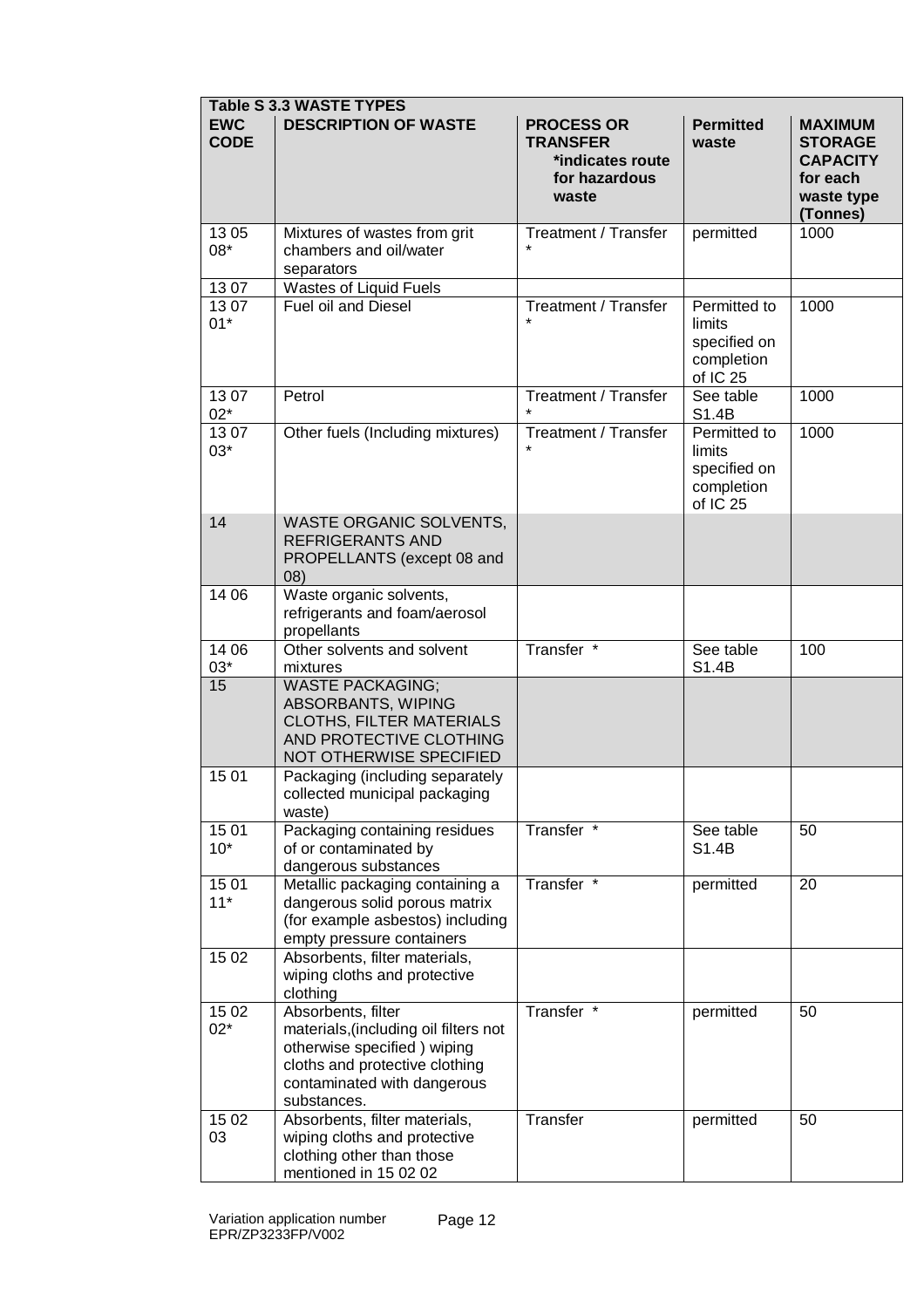| Table S 3.3 WASTE TYPES | | | | |
|---|---|---|---|---|
| **EWC CODE** | **DESCRIPTION OF WASTE** | **PROCESS OR TRANSFER** *indicates route for hazardous waste | **Permitted waste** | **MAXIMUM STORAGE CAPACITY for each waste type (Tonnes)** |
| 13 05 08* | Mixtures of wastes from grit chambers and oil/water separators | Treatment / Transfer * | permitted | 1000 |
| 13 07 | Wastes of Liquid Fuels | | | |
| 13 07 01* | Fuel oil and Diesel | Treatment / Transfer * | Permitted to limits specified on completion of IC 25 | 1000 |
| 13 07 02* | Petrol | Treatment / Transfer * | See table S1.4B | 1000 |
| 13 07 03* | Other fuels (Including mixtures) | Treatment / Transfer * | Permitted to limits specified on completion of IC 25 | 1000 |
| 14 | WASTE ORGANIC SOLVENTS, REFRIGERANTS AND PROPELLANTS (except 08 and 08) | | | |
| 14 06 | Waste organic solvents, refrigerants and foam/aerosol propellants | | | |
| 14 06 03* | Other solvents and solvent mixtures | Transfer * | See table S1.4B | 100 |
| 15 | WASTE PACKAGING; ABSORBANTS, WIPING CLOTHS, FILTER MATERIALS AND PROTECTIVE CLOTHING NOT OTHERWISE SPECIFIED | | | |
| 15 01 | Packaging (including separately collected municipal packaging waste) | | | |
| 15 01 10* | Packaging containing residues of or contaminated by dangerous substances | Transfer * | See table S1.4B | 50 |
| 15 01 11* | Metallic packaging containing a dangerous solid porous matrix (for example asbestos) including empty pressure containers | Transfer * | permitted | 20 |
| 15 02 | Absorbents, filter materials, wiping cloths and protective clothing | | | |
| 15 02 02* | Absorbents, filter materials,(including oil filters not otherwise specified ) wiping cloths and protective clothing contaminated with dangerous substances. | Transfer * | permitted | 50 |
| 15 02 03 | Absorbents, filter materials, wiping cloths and protective clothing other than those mentioned in 15 02 02 | Transfer | permitted | 50 |

Variation application number EPR/ZP3233FP/V002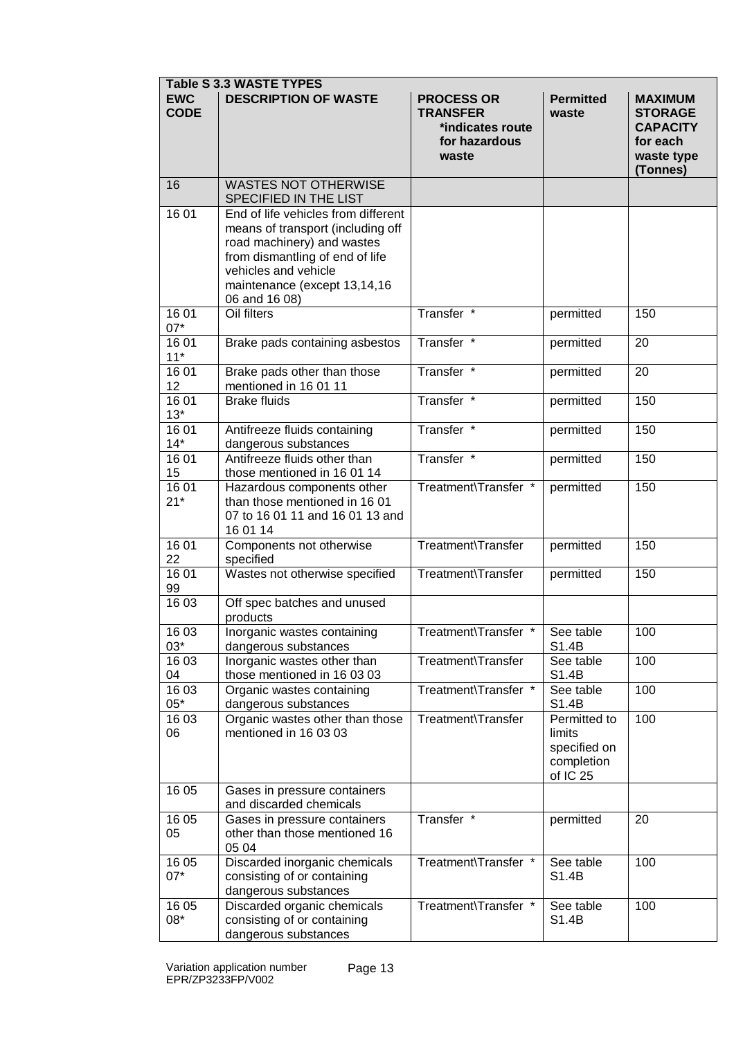| Table S 3.3 WASTE TYPES | | | | |
|---|---|---|---|---|
| **EWC CODE** | **DESCRIPTION OF WASTE** | **PROCESS OR TRANSFER *indicates route for hazardous waste** | **Permitted waste** | **MAXIMUM STORAGE CAPACITY for each waste type (Tonnes)** |
| 16 | WASTES NOT OTHERWISE SPECIFIED IN THE LIST | | | |
| 16 01 | End of life vehicles from different means of transport (including off road machinery) and wastes from dismantling of end of life vehicles and vehicle maintenance (except 13,14,16 06 and 16 08) | | | |
| 16 01 07* | Oil filters | Transfer * | permitted | 150 |
| 16 01 11* | Brake pads containing asbestos | Transfer * | permitted | 20 |
| 16 01 12 | Brake pads other than those mentioned in 16 01 11 | Transfer * | permitted | 20 |
| 16 01 13* | Brake fluids | Transfer * | permitted | 150 |
| 16 01 14* | Antifreeze fluids containing dangerous substances | Transfer * | permitted | 150 |
| 16 01 15 | Antifreeze fluids other than those mentioned in 16 01 14 | Transfer * | permitted | 150 |
| 16 01 21* | Hazardous components other than those mentioned in 16 01 07 to 16 01 11 and 16 01 13 and 16 01 14 | Treatment\Transfer * | permitted | 150 |
| 16 01 22 | Components not otherwise specified | Treatment\Transfer | permitted | 150 |
| 16 01 99 | Wastes not otherwise specified | Treatment\Transfer | permitted | 150 |
| 16 03 | Off spec batches and unused products | | | |
| 16 03 03* | Inorganic wastes containing dangerous substances | Treatment\Transfer * | See table S1.4B | 100 |
| 16 03 04 | Inorganic wastes other than those mentioned in 16 03 03 | Treatment\Transfer | See table S1.4B | 100 |
| 16 03 05* | Organic wastes containing dangerous substances | Treatment\Transfer * | See table S1.4B | 100 |
| 16 03 06 | Organic wastes other than those mentioned in 16 03 03 | Treatment\Transfer | Permitted to limits specified on completion of IC 25 | 100 |
| 16 05 | Gases in pressure containers and discarded chemicals | | | |
| 16 05 05 | Gases in pressure containers other than those mentioned 16 05 04 | Transfer * | permitted | 20 |
| 16 05 07* | Discarded inorganic chemicals consisting of or containing dangerous substances | Treatment\Transfer * | See table S1.4B | 100 |
| 16 05 08* | Discarded organic chemicals consisting of or containing dangerous substances | Treatment\Transfer * | See table S1.4B | 100 |

Variation application number EPR/ZP3233FP/V002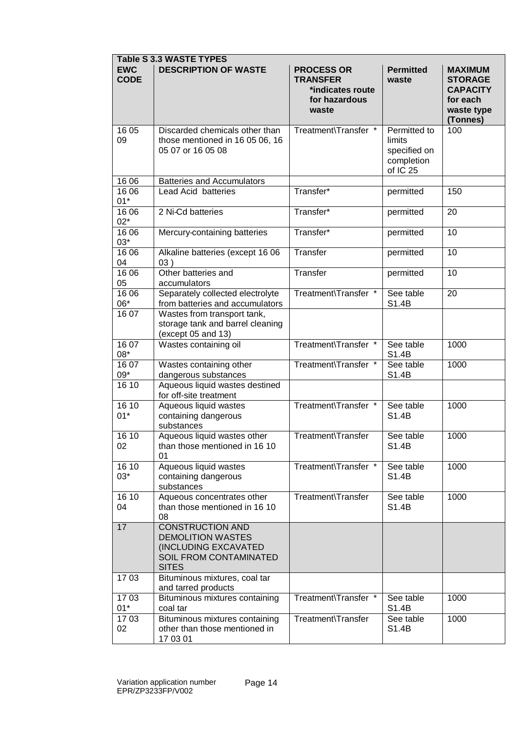| Table S 3.3 WASTE TYPES | | | | |
|---|---|---|---|---|
| **EWC CODE** | **DESCRIPTION OF WASTE** | **PROCESS OR TRANSFER *indicates route for hazardous waste** | **Permitted waste** | **MAXIMUM STORAGE CAPACITY for each waste type (Tonnes)** |
| 16 05 09 | Discarded chemicals other than those mentioned in 16 05 06, 16 05 07 or 16 05 08 | Treatment\Transfer * | Permitted to limits specified on completion of IC 25 | 100 |
| 16 06 | Batteries and Accumulators | | | |
| 16 06 01* | Lead Acid batteries | Transfer* | permitted | 150 |
| 16 06 02* | 2 Ni-Cd batteries | Transfer* | permitted | 20 |
| 16 06 03* | Mercury-containing batteries | Transfer* | permitted | 10 |
| 16 06 04 | Alkaline batteries (except 16 06 03 ) | Transfer | permitted | 10 |
| 16 06 05 | Other batteries and accumulators | Transfer | permitted | 10 |
| 16 06 06* | Separately collected electrolyte from batteries and accumulators | Treatment\Transfer * | See table S1.4B | 20 |
| 16 07 | Wastes from transport tank, storage tank and barrel cleaning (except 05 and 13) | | | |
| 16 07 08* | Wastes containing oil | Treatment\Transfer * | See table S1.4B | 1000 |
| 16 07 09* | Wastes containing other dangerous substances | Treatment\Transfer * | See table S1.4B | 1000 |
| 16 10 | Aqueous liquid wastes destined for off-site treatment | | | |
| 16 10 01* | Aqueous liquid wastes containing dangerous substances | Treatment\Transfer * | See table S1.4B | 1000 |
| 16 10 02 | Aqueous liquid wastes other than those mentioned in 16 10 01 | Treatment\Transfer | See table S1.4B | 1000 |
| 16 10 03* | Aqueous liquid wastes containing dangerous substances | Treatment\Transfer * | See table S1.4B | 1000 |
| 16 10 04 | Aqueous concentrates other than those mentioned in 16 10 08 | Treatment\Transfer | See table S1.4B | 1000 |
| 17 | CONSTRUCTION AND DEMOLITION WASTES (INCLUDING EXCAVATED SOIL FROM CONTAMINATED SITES | | | |
| 17 03 | Bituminous mixtures, coal tar and tarred products | | | |
| 17 03 01* | Bituminous mixtures containing coal tar | Treatment\Transfer * | See table S1.4B | 1000 |
| 17 03 02 | Bituminous mixtures containing other than those mentioned in 17 03 01 | Treatment\Transfer | See table S1.4B | 1000 |

Variation application number EPR/ZP3233FP/V002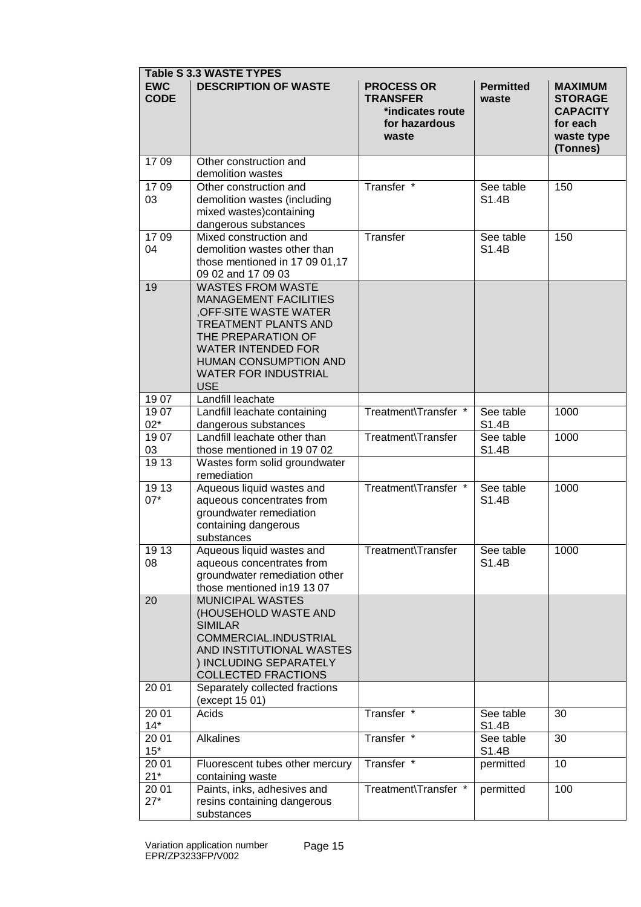| Table S 3.3 WASTE TYPES | | | | |
|---|---|---|---|---|
| **EWC CODE** | **DESCRIPTION OF WASTE** | **PROCESS OR TRANSFER *indicates route for hazardous waste** | **Permitted waste** | **MAXIMUM STORAGE CAPACITY for each waste type (Tonnes)** |
| 17 09 | Other construction and demolition wastes | | | |
| 17 09 03 | Other construction and demolition wastes (including mixed wastes)containing dangerous substances | Transfer * | See table S1.4B | 150 |
| 17 09 04 | Mixed construction and demolition wastes other than those mentioned in 17 09 01,17 09 02 and 17 09 03 | Transfer | See table S1.4B | 150 |
| 19 | WASTES FROM WASTE MANAGEMENT FACILITIES ,OFF-SITE WASTE WATER TREATMENT PLANTS AND THE PREPARATION OF WATER INTENDED FOR HUMAN CONSUMPTION AND WATER FOR INDUSTRIAL USE | | | |
| 19 07 | Landfill leachate | | | |
| 19 07 02* | Landfill leachate containing dangerous substances | Treatment\Transfer * | See table S1.4B | 1000 |
| 19 07 03 | Landfill leachate other than those mentioned in 19 07 02 | Treatment\Transfer | See table S1.4B | 1000 |
| 19 13 | Wastes form solid groundwater remediation | | | |
| 19 13 07* | Aqueous liquid wastes and aqueous concentrates from groundwater remediation containing dangerous substances | Treatment\Transfer * | See table S1.4B | 1000 |
| 19 13 08 | Aqueous liquid wastes and aqueous concentrates from groundwater remediation other those mentioned in19 13 07 | Treatment\Transfer | See table S1.4B | 1000 |
| 20 | MUNICIPAL WASTES (HOUSEHOLD WASTE AND SIMILAR COMMERCIAL.INDUSTRIAL AND INSTITUTIONAL WASTES ) INCLUDING SEPARATELY COLLECTED FRACTIONS | | | |
| 20 01 | Separately collected fractions (except 15 01) | | | |
| 20 01 14* | Acids | Transfer * | See table S1.4B | 30 |
| 20 01 15* | Alkalines | Transfer * | See table S1.4B | 30 |
| 20 01 21* | Fluorescent tubes other mercury containing waste | Transfer * | permitted | 10 |
| 20 01 27* | Paints, inks, adhesives and resins containing dangerous substances | Treatment\Transfer * | permitted | 100 |

Variation application number EPR/ZP3233FP/V002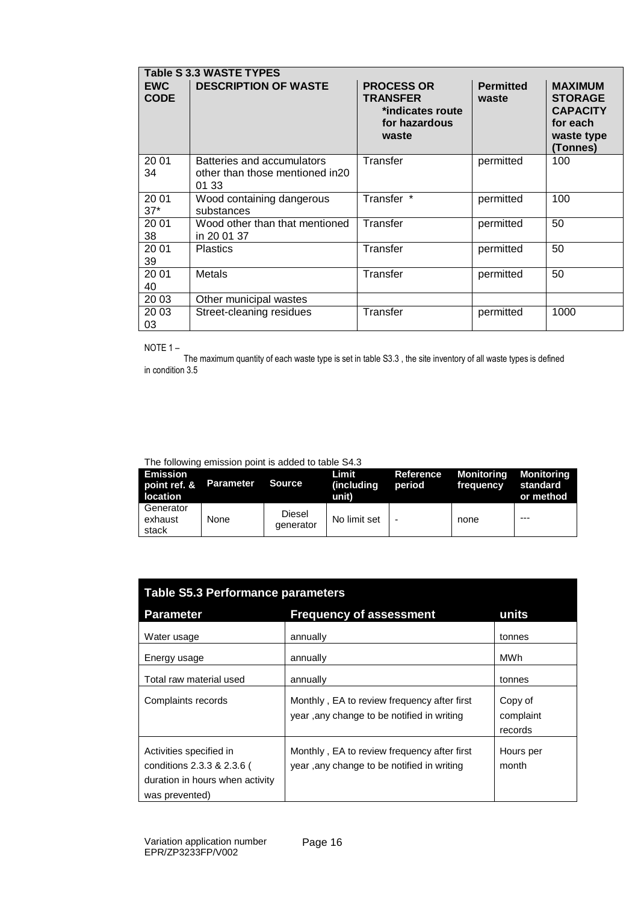| Table S 3.3 WASTE TYPES | | | | |
|---|---|---|---|---|
| **EWC CODE** | **DESCRIPTION OF WASTE** | **PROCESS OR TRANSFER** *indicates route for hazardous waste | **Permitted waste** | **MAXIMUM STORAGE CAPACITY for each waste type (Tonnes)** |
| 20 01 34 | Batteries and accumulators other than those mentioned in20 01 33 | Transfer | permitted | 100 |
| 20 01 37* | Wood containing dangerous substances | Transfer * | permitted | 100 |
| 20 01 38 | Wood other than that mentioned in 20 01 37 | Transfer | permitted | 50 |
| 20 01 39 | Plastics | Transfer | permitted | 50 |
| 20 01 40 | Metals | Transfer | permitted | 50 |
| 20 03 | Other municipal wastes | | | |
| 20 03 03 | Street-cleaning residues | Transfer | permitted | 1000 |

NOTE 1 –

The maximum quantity of each waste type is set in table S3.3 , the site inventory of all waste types is defined in condition 3.5

The following emission point is added to table S4.3

| Emission point ref. & location | Parameter | Source | Limit (including unit) | Reference period | Monitoring frequency | Monitoring standard or method |
|---|---|---|---|---|---|---|
| Generator exhaust stack | None | Diesel generator | No limit set | - | none | --- |

| Table S5.3 Performance parameters | | |
|---|---|---|
| **Parameter** | **Frequency of assessment** | **units** |
| Water usage | annually | tonnes |
| Energy usage | annually | MWh |
| Total raw material used | annually | tonnes |
| Complaints records | Monthly , EA to review frequency after first year ,any change to be notified in writing | Copy of complaint records |
| Activities specified in conditions 2.3.3 & 2.3.6 ( duration in hours when activity was prevented) | Monthly , EA to review frequency after first year ,any change to be notified in writing | Hours per month |

Variation application number EPR/ZP3233FP/V002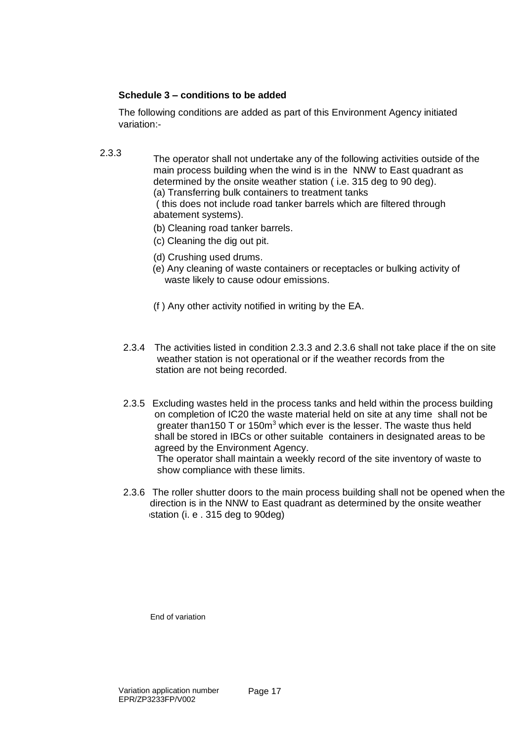**Schedule 3 – conditions to be added**

The following conditions are added as part of this Environment Agency initiated variation:-

2.3.3 The operator shall not undertake any of the following activities outside of the main process building when the wind is in the NNW to East quadrant as determined by the onsite weather station ( i.e. 315 deg to 90 deg).

(a) Transferring bulk containers to treatment tanks ( this does not include road tanker barrels which are filtered through abatement systems).

(b) Cleaning road tanker barrels.

(c) Cleaning the dig out pit.

(d) Crushing used drums.

(e) Any cleaning of waste containers or receptacles or bulking activity of waste likely to cause odour emissions.

(f ) Any other activity notified in writing by the EA.

2.3.4 The activities listed in condition 2.3.3 and 2.3.6 shall not take place if the on site weather station is not operational or if the weather records from the station are not being recorded.

2.3.5 Excluding wastes held in the process tanks and held within the process building on completion of IC20 the waste material held on site at any time shall not be greater than150 T or 150m$^3$ which ever is the lesser. The waste thus held shall be stored in IBCs or other suitable containers in designated areas to be agreed by the Environment Agency.
The operator shall maintain a weekly record of the site inventory of waste to show compliance with these limits.

2.3.6 The roller shutter doors to the main process building shall not be opened when the direction is in the NNW to East quadrant as determined by the onsite weather station (i. e . 315 deg to 90deg)

End of variation

Variation application number EPR/ZP3233FP/V002